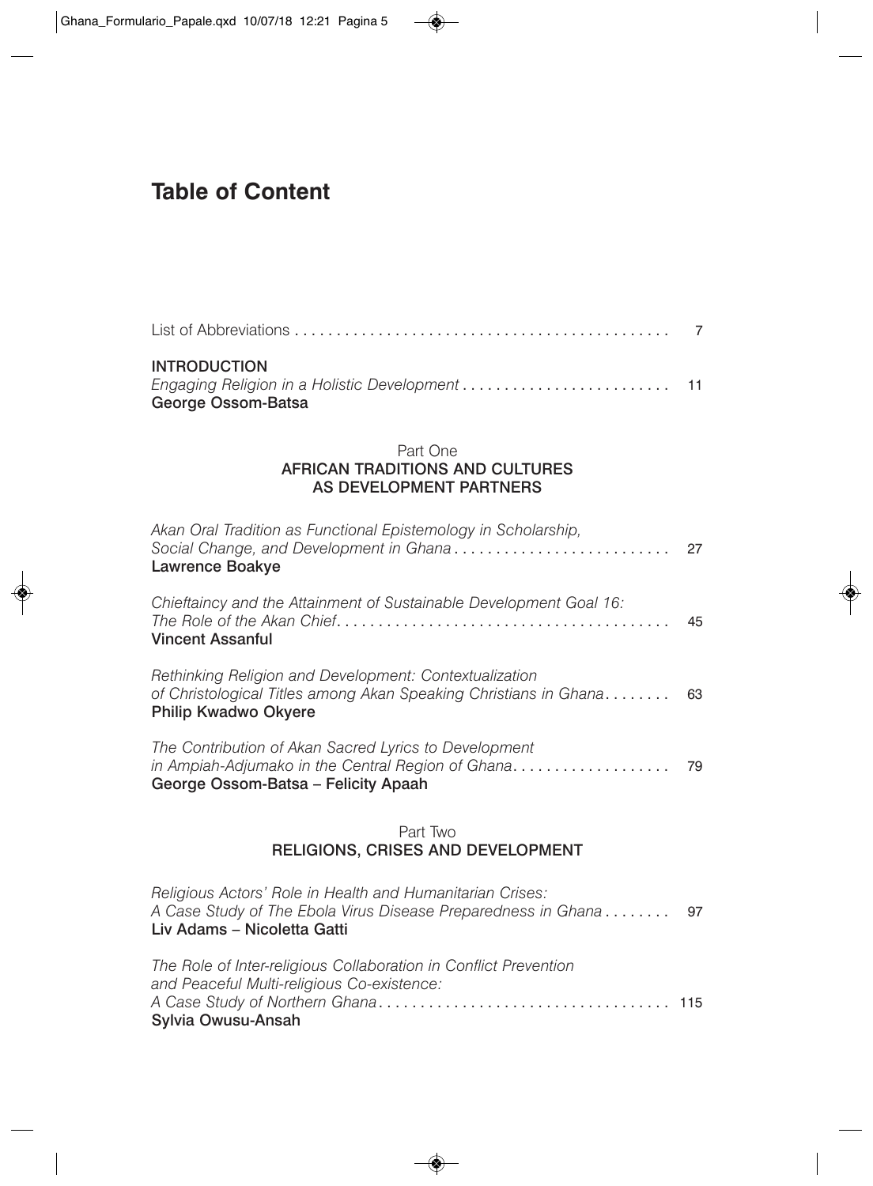# Table of Content

List of Abbreviations . . . . . . . . . . . . . . . . . . . . . . . . . . . . . . . . . . . . . . . . . . . . . 7

**INTRODUCTION**
*Engaging Religion in a Holistic Development* . . . . . . . . . . . . . . . . . . . . . . . . . 11
**George Ossom-Batsa**

## Part One
## AFRICAN TRADITIONS AND CULTURES AS DEVELOPMENT PARTNERS

*Akan Oral Tradition as Functional Epistemology in Scholarship, Social Change, and Development in Ghana* . . . . . . . . . . . . . . . . . . . . . . . . . . 27
**Lawrence Boakye**

*Chieftaincy and the Attainment of Sustainable Development Goal 16: The Role of the Akan Chief* . . . . . . . . . . . . . . . . . . . . . . . . . . . . . . . . . . . . . . . . 45
**Vincent Assanful**

*Rethinking Religion and Development: Contextualization of Christological Titles among Akan Speaking Christians in Ghana* . . . . . . . . 63
**Philip Kwadwo Okyere**

*The Contribution of Akan Sacred Lyrics to Development in Ampiah-Adjumako in the Central Region of Ghana* . . . . . . . . . . . . . . . . . . . 79
**George Ossom-Batsa – Felicity Apaah**

## Part Two
## RELIGIONS, CRISES AND DEVELOPMENT

*Religious Actors' Role in Health and Humanitarian Crises: A Case Study of The Ebola Virus Disease Preparedness in Ghana* . . . . . . . . 97
**Liv Adams – Nicoletta Gatti**

*The Role of Inter-religious Collaboration in Conflict Prevention and Peaceful Multi-religious Co-existence: A Case Study of Northern Ghana* . . . . . . . . . . . . . . . . . . . . . . . . . . . . . . . . . . . 115
**Sylvia Owusu-Ansah**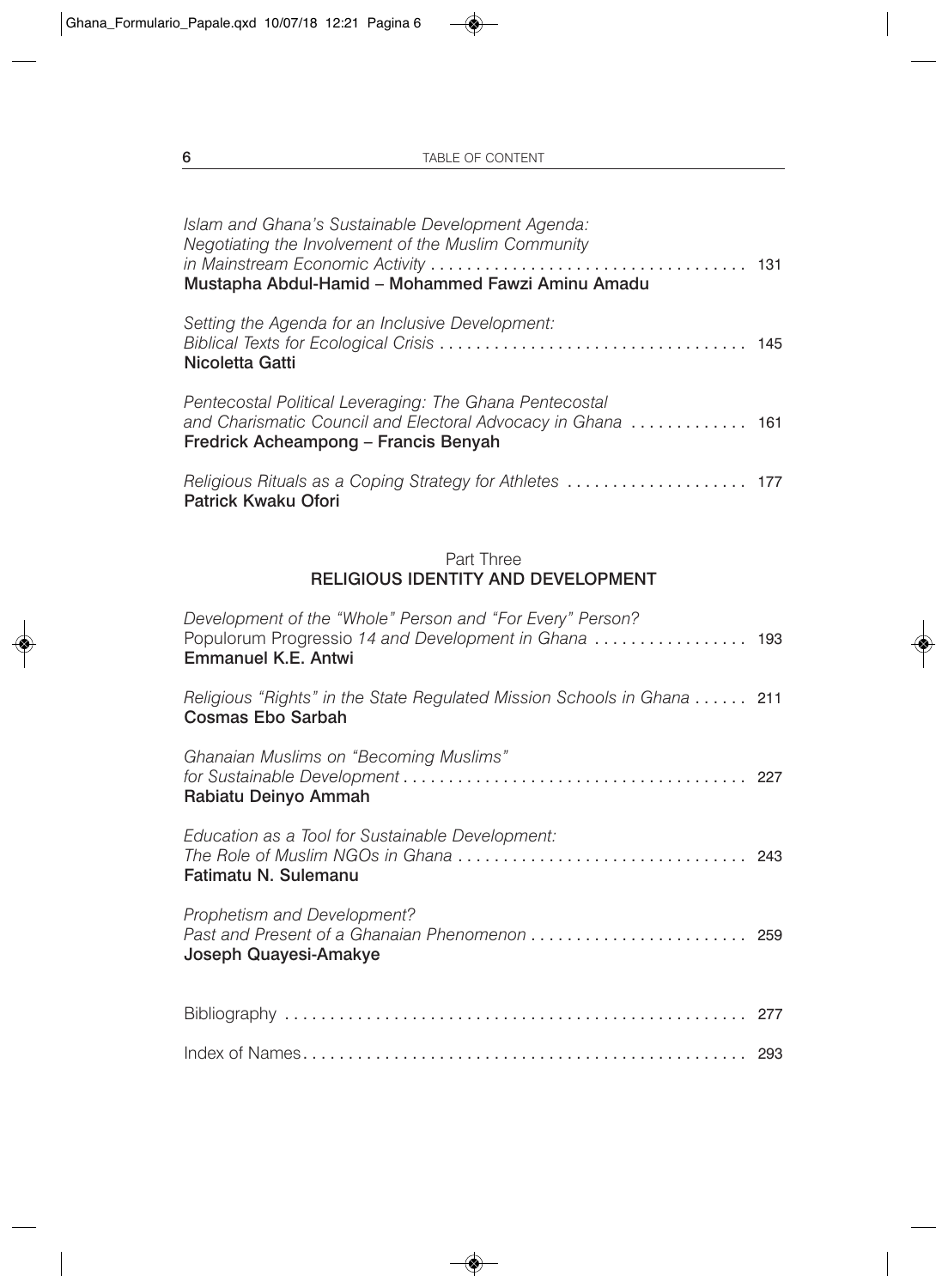*Islam and Ghana's Sustainable Development Agenda: Negotiating the Involvement of the Muslim Community in Mainstream Economic Activity* . . . . . . . . . . . . . . . . . . . . . . . . . . . . . . . . . . . 131
**Mustapha Abdul-Hamid – Mohammed Fawzi Aminu Amadu**

*Setting the Agenda for an Inclusive Development: Biblical Texts for Ecological Crisis* . . . . . . . . . . . . . . . . . . . . . . . . . . . . . . . . . . 145
**Nicoletta Gatti**

*Pentecostal Political Leveraging: The Ghana Pentecostal and Charismatic Council and Electoral Advocacy in Ghana* . . . . . . . . . . . . 161
**Fredrick Acheampong – Francis Benyah**

*Religious Rituals as a Coping Strategy for Athletes* . . . . . . . . . . . . . . . . . . . . 177
**Patrick Kwaku Ofori**

## Part Three
## RELIGIOUS IDENTITY AND DEVELOPMENT

*Development of the "Whole" Person and "For Every" Person?* Populorum Progressio *14 and Development in Ghana* . . . . . . . . . . . . . . . . 193
**Emmanuel K.E. Antwi**

*Religious "Rights" in the State Regulated Mission Schools in Ghana* . . . . . . 211
**Cosmas Ebo Sarbah**

*Ghanaian Muslims on "Becoming Muslims" for Sustainable Development* . . . . . . . . . . . . . . . . . . . . . . . . . . . . . . . . . . . . . . 227
**Rabiatu Deinyo Ammah**

*Education as a Tool for Sustainable Development: The Role of Muslim NGOs in Ghana* . . . . . . . . . . . . . . . . . . . . . . . . . . . . . . . . 243
**Fatimatu N. Sulemanu**

*Prophetism and Development? Past and Present of a Ghanaian Phenomenon* . . . . . . . . . . . . . . . . . . . . . . . . 259
**Joseph Quayesi-Amakye**

Bibliography . . . . . . . . . . . . . . . . . . . . . . . . . . . . . . . . . . . . . . . . . . . . . . . . . . . 277

Index of Names . . . . . . . . . . . . . . . . . . . . . . . . . . . . . . . . . . . . . . . . . . . . . . . . . 293